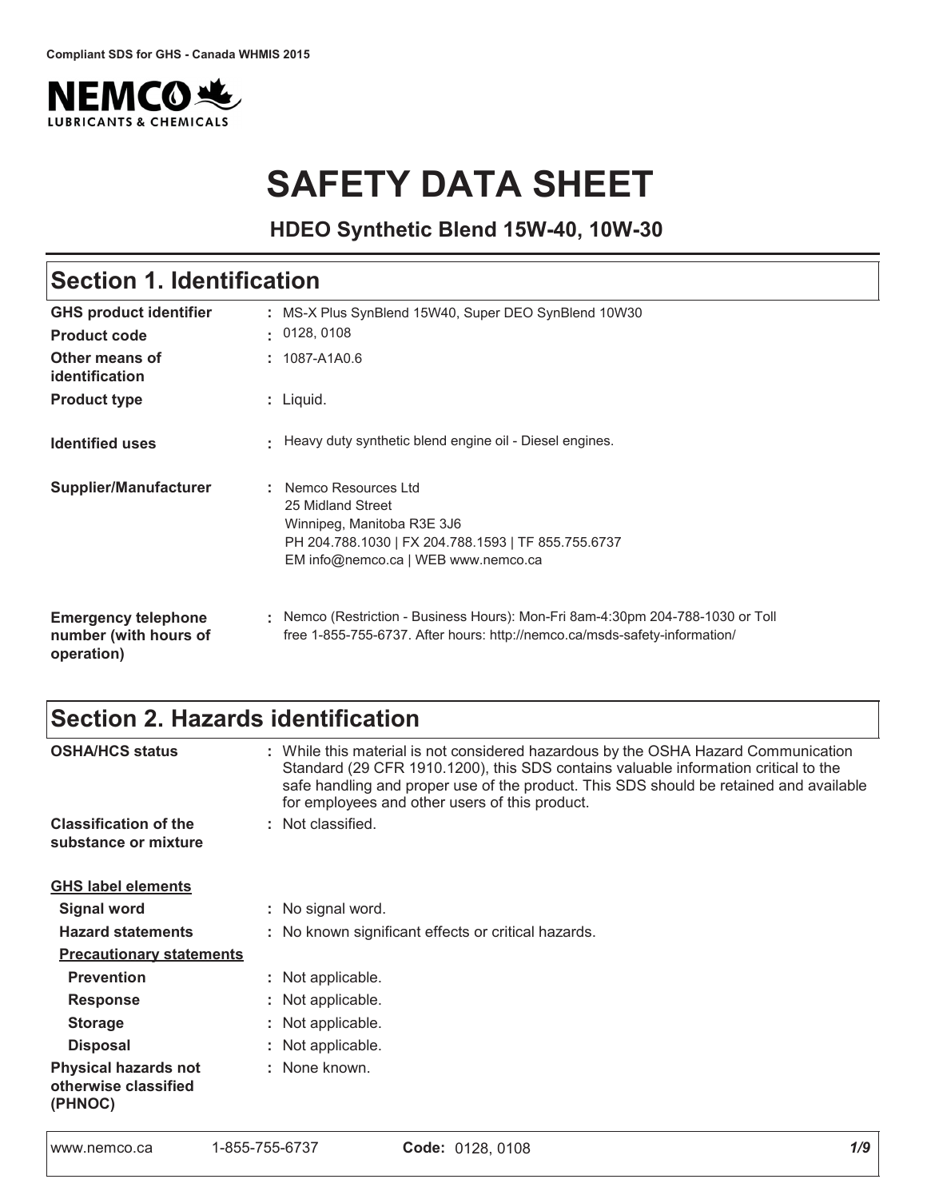Compliant SDS for GHS - Canada WHMIS 2015

NEMCO LUBRICANTS & CHEMICALS

# SAFETY DATA SHEET

### HDEO Synthetic Blend 15W-40, 10W-30

## Section 1. Identification

| | |
|---|---|
| **GHS product identifier** | : MS-X Plus SynBlend 15W40, Super DEO SynBlend 10W30 |
| **Product code** | : 0128, 0108 |
| **Other means of identification** | : 1087-A1A0.6 |
| **Product type** | : Liquid. |
| **Identified uses** | : Heavy duty synthetic blend engine oil - Diesel engines. |
| **Supplier/Manufacturer** | : Nemco Resources Ltd<br>25 Midland Street<br>Winnipeg, Manitoba R3E 3J6<br>PH 204.788.1030 \| FX 204.788.1593 \| TF 855.755.6737<br>EM info@nemco.ca \| WEB www.nemco.ca |
| **Emergency telephone number (with hours of operation)** | : Nemco (Restriction - Business Hours): Mon-Fri 8am-4:30pm 204-788-1030 or Toll free 1-855-755-6737. After hours: http://nemco.ca/msds-safety-information/ |

## Section 2. Hazards identification

| | |
|---|---|
| **OSHA/HCS status** | : While this material is not considered hazardous by the OSHA Hazard Communication Standard (29 CFR 1910.1200), this SDS contains valuable information critical to the safe handling and proper use of the product. This SDS should be retained and available for employees and other users of this product. |
| **Classification of the substance or mixture** | : Not classified. |

**GHS label elements**

| | |
|---|---|
| **Signal word** | : No signal word. |
| **Hazard statements** | : No known significant effects or critical hazards. |

**Precautionary statements**

| | |
|---|---|
| **Prevention** | : Not applicable. |
| **Response** | : Not applicable. |
| **Storage** | : Not applicable. |
| **Disposal** | : Not applicable. |
| **Physical hazards not otherwise classified (PHNOC)** | : None known. |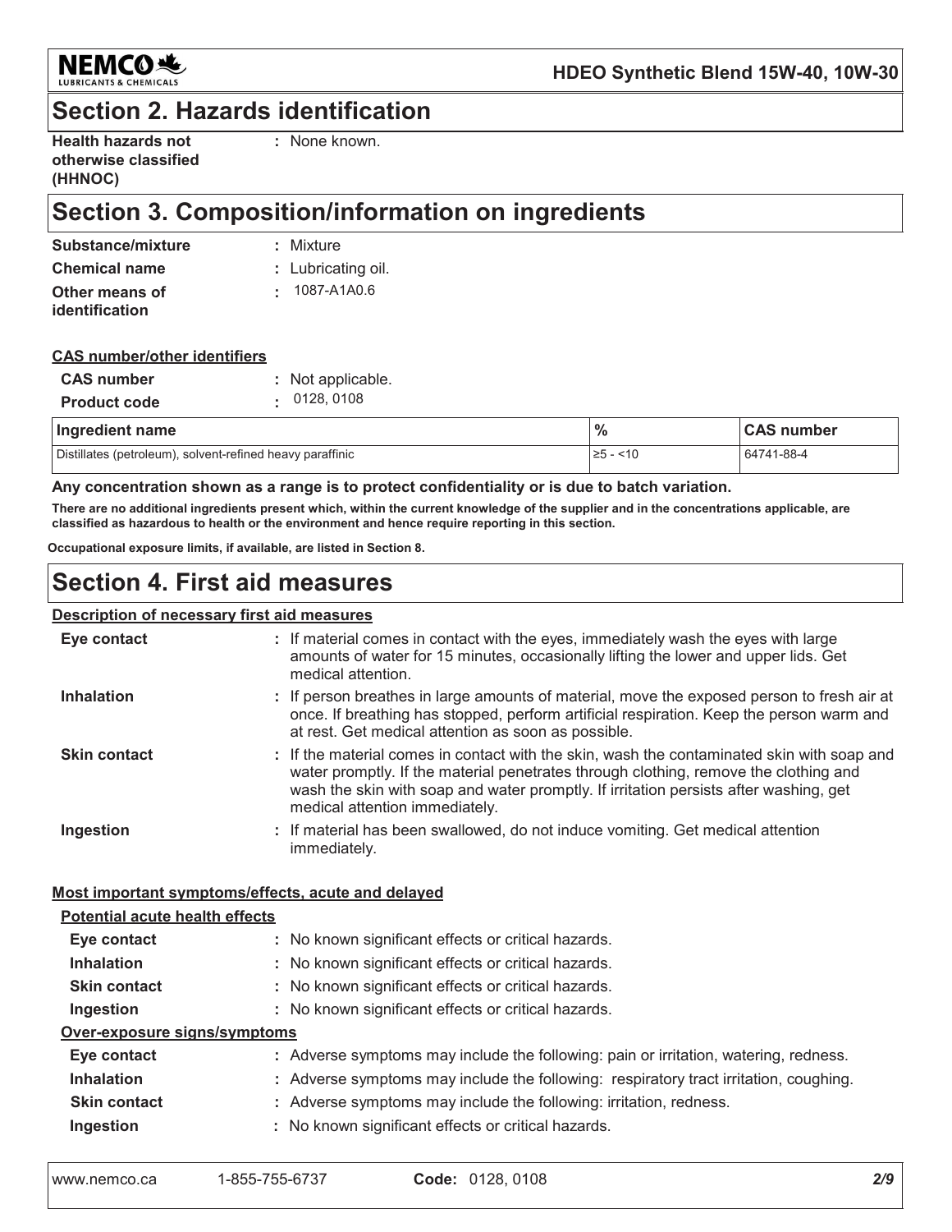## Section 2. Hazards identification

**Health hazards not otherwise classified (HHNOC)** : None known.

## Section 3. Composition/information on ingredients

**Substance/mixture** : Mixture

**Chemical name** : Lubricating oil.

**Other means of identification** : 1087-A1A0.6

**CAS number/other identifiers**

**CAS number** : Not applicable.

**Product code** : 0128, 0108

| Ingredient name | % | CAS number |
| --- | --- | --- |
| Distillates (petroleum), solvent-refined heavy paraffinic | ≥5 - <10 | 64741-88-4 |

**Any concentration shown as a range is to protect confidentiality or is due to batch variation.**

**There are no additional ingredients present which, within the current knowledge of the supplier and in the concentrations applicable, are classified as hazardous to health or the environment and hence require reporting in this section.**

**Occupational exposure limits, if available, are listed in Section 8.**

## Section 4. First aid measures

**Description of necessary first aid measures**

**Eye contact** : If material comes in contact with the eyes, immediately wash the eyes with large amounts of water for 15 minutes, occasionally lifting the lower and upper lids. Get medical attention.

**Inhalation** : If person breathes in large amounts of material, move the exposed person to fresh air at once. If breathing has stopped, perform artificial respiration. Keep the person warm and at rest. Get medical attention as soon as possible.

**Skin contact** : If the material comes in contact with the skin, wash the contaminated skin with soap and water promptly. If the material penetrates through clothing, remove the clothing and wash the skin with soap and water promptly. If irritation persists after washing, get medical attention immediately.

**Ingestion** : If material has been swallowed, do not induce vomiting. Get medical attention immediately.

**Most important symptoms/effects, acute and delayed**

**Potential acute health effects**

**Eye contact** : No known significant effects or critical hazards.

**Inhalation** : No known significant effects or critical hazards.

**Skin contact** : No known significant effects or critical hazards.

**Ingestion** : No known significant effects or critical hazards.

**Over-exposure signs/symptoms**

**Eye contact** : Adverse symptoms may include the following: pain or irritation, watering, redness.

**Inhalation** : Adverse symptoms may include the following: respiratory tract irritation, coughing.

**Skin contact** : Adverse symptoms may include the following: irritation, redness.

**Ingestion** : No known significant effects or critical hazards.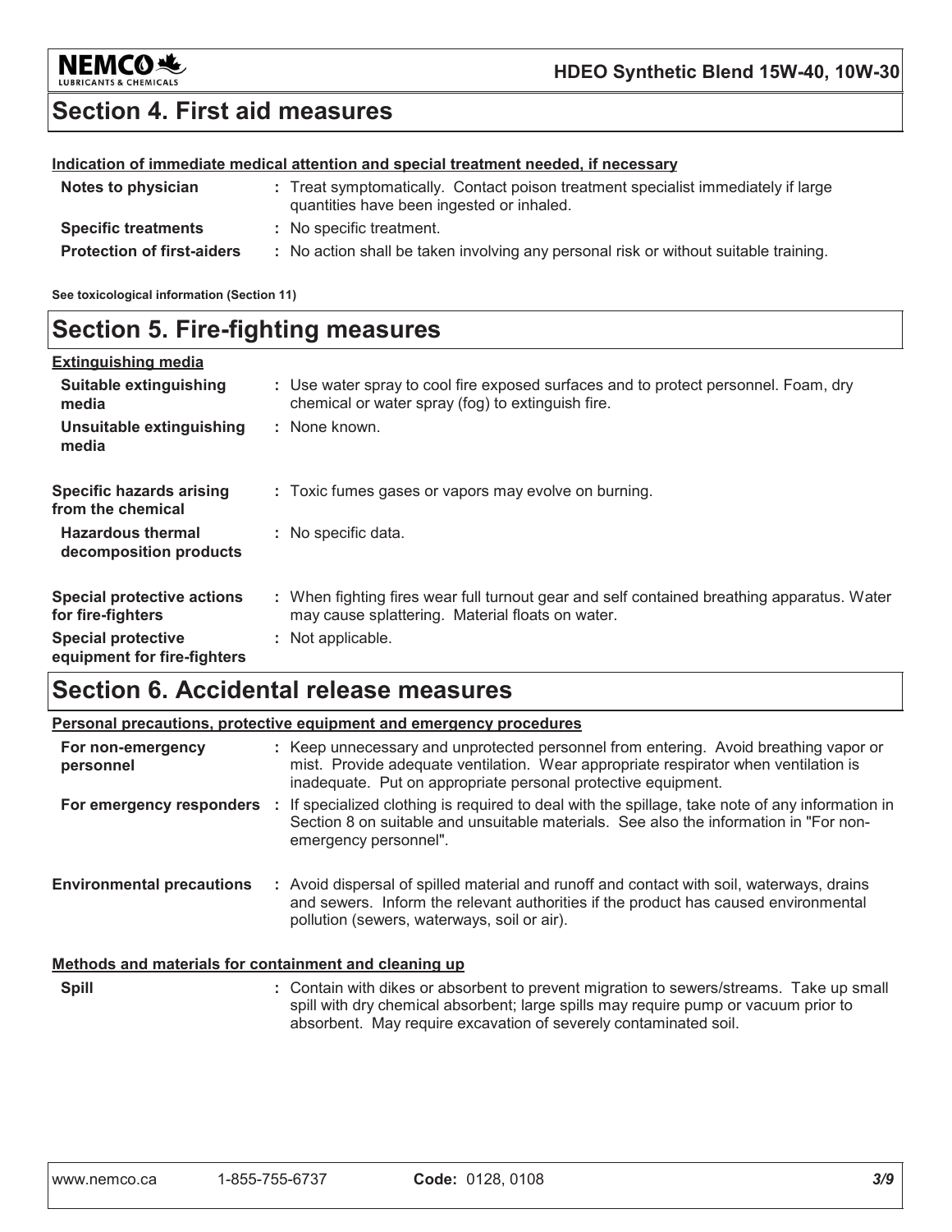## Section 4. First aid measures

**Indication of immediate medical attention and special treatment needed, if necessary**

| | |
|---|---|
| **Notes to physician** | : Treat symptomatically. Contact poison treatment specialist immediately if large quantities have been ingested or inhaled. |
| **Specific treatments** | : No specific treatment. |
| **Protection of first-aiders** | : No action shall be taken involving any personal risk or without suitable training. |

**See toxicological information (Section 11)**

## Section 5. Fire-fighting measures

**Extinguishing media**

| | |
|---|---|
| **Suitable extinguishing media** | : Use water spray to cool fire exposed surfaces and to protect personnel. Foam, dry chemical or water spray (fog) to extinguish fire. |
| **Unsuitable extinguishing media** | : None known. |
| **Specific hazards arising from the chemical** | : Toxic fumes gases or vapors may evolve on burning. |
| **Hazardous thermal decomposition products** | : No specific data. |
| **Special protective actions for fire-fighters** | : When fighting fires wear full turnout gear and self contained breathing apparatus. Water may cause splattering. Material floats on water. |
| **Special protective equipment for fire-fighters** | : Not applicable. |

## Section 6. Accidental release measures

**Personal precautions, protective equipment and emergency procedures**

| | |
|---|---|
| **For non-emergency personnel** | : Keep unnecessary and unprotected personnel from entering. Avoid breathing vapor or mist. Provide adequate ventilation. Wear appropriate respirator when ventilation is inadequate. Put on appropriate personal protective equipment. |
| **For emergency responders** | : If specialized clothing is required to deal with the spillage, take note of any information in Section 8 on suitable and unsuitable materials. See also the information in "For non-emergency personnel". |
| **Environmental precautions** | : Avoid dispersal of spilled material and runoff and contact with soil, waterways, drains and sewers. Inform the relevant authorities if the product has caused environmental pollution (sewers, waterways, soil or air). |

**Methods and materials for containment and cleaning up**

| | |
|---|---|
| **Spill** | : Contain with dikes or absorbent to prevent migration to sewers/streams. Take up small spill with dry chemical absorbent; large spills may require pump or vacuum prior to absorbent. May require excavation of severely contaminated soil. |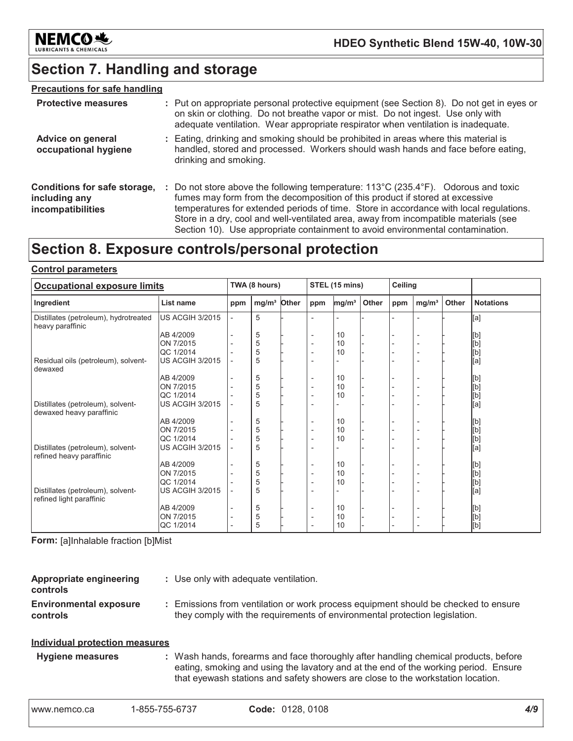## Section 7. Handling and storage

### Precautions for safe handling

**Protective measures** : Put on appropriate personal protective equipment (see Section 8). Do not get in eyes or on skin or clothing. Do not breathe vapor or mist. Do not ingest. Use only with adequate ventilation. Wear appropriate respirator when ventilation is inadequate.

**Advice on general occupational hygiene** : Eating, drinking and smoking should be prohibited in areas where this material is handled, stored and processed. Workers should wash hands and face before eating, drinking and smoking.

**Conditions for safe storage, including any incompatibilities** : Do not store above the following temperature: 113°C (235.4°F). Odorous and toxic fumes may form from the decomposition of this product if stored at excessive temperatures for extended periods of time. Store in accordance with local regulations. Store in a dry, cool and well-ventilated area, away from incompatible materials (see Section 10). Use appropriate containment to avoid environmental contamination.

## Section 8. Exposure controls/personal protection

### Control parameters

| Occupational exposure limits | | TWA (8 hours) | | | STEL (15 mins) | | | Ceiling | | | |
|---|---|---|---|---|---|---|---|---|---|---|---|
| Ingredient | List name | ppm | mg/m³ | Other | ppm | mg/m³ | Other | ppm | mg/m³ | Other | Notations |
| Distillates (petroleum), hydrotreated heavy paraffinic | US ACGIH 3/2015 | - | 5 | - | - | - | - | - | - | - | [a] |
| | AB 4/2009 | - | 5 | - | - | 10 | - | - | - | - | [b] |
| | ON 7/2015 | - | 5 | - | - | 10 | - | - | - | - | [b] |
| | QC 1/2014 | - | 5 | - | - | 10 | - | - | - | - | [b] |
| Residual oils (petroleum), solvent-dewaxed | US ACGIH 3/2015 | - | 5 | - | - | - | - | - | - | - | [a] |
| | AB 4/2009 | - | 5 | - | - | 10 | - | - | - | - | [b] |
| | ON 7/2015 | - | 5 | - | - | 10 | - | - | - | - | [b] |
| | QC 1/2014 | - | 5 | - | - | 10 | - | - | - | - | [b] |
| Distillates (petroleum), solvent-dewaxed heavy paraffinic | US ACGIH 3/2015 | - | 5 | - | - | - | - | - | - | - | [a] |
| | AB 4/2009 | - | 5 | - | - | 10 | - | - | - | - | [b] |
| | ON 7/2015 | - | 5 | - | - | 10 | - | - | - | - | [b] |
| | QC 1/2014 | - | 5 | - | - | 10 | - | - | - | - | [b] |
| Distillates (petroleum), solvent-refined heavy paraffinic | US ACGIH 3/2015 | - | 5 | - | - | - | - | - | - | - | [a] |
| | AB 4/2009 | - | 5 | - | - | 10 | - | - | - | - | [b] |
| | ON 7/2015 | - | 5 | - | - | 10 | - | - | - | - | [b] |
| | QC 1/2014 | - | 5 | - | - | 10 | - | - | - | - | [b] |
| Distillates (petroleum), solvent-refined light paraffinic | US ACGIH 3/2015 | - | 5 | - | - | - | - | - | - | - | [a] |
| | AB 4/2009 | - | 5 | - | - | 10 | - | - | - | - | [b] |
| | ON 7/2015 | - | 5 | - | - | 10 | - | - | - | - | [b] |
| | QC 1/2014 | - | 5 | - | - | 10 | - | - | - | - | [b] |

**Form:** [a]Inhalable fraction [b]Mist

**Appropriate engineering controls** : Use only with adequate ventilation.

**Environmental exposure controls** : Emissions from ventilation or work process equipment should be checked to ensure they comply with the requirements of environmental protection legislation.

### Individual protection measures

**Hygiene measures** : Wash hands, forearms and face thoroughly after handling chemical products, before eating, smoking and using the lavatory and at the end of the working period. Ensure that eyewash stations and safety showers are close to the workstation location.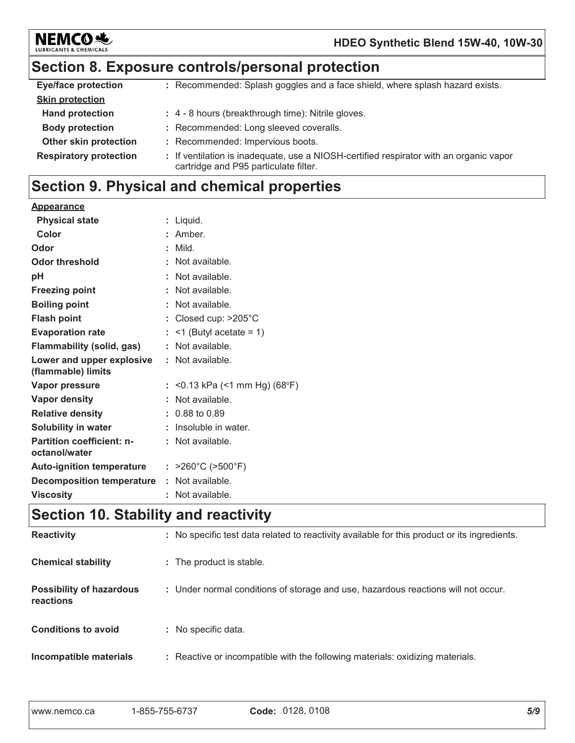## Section 8. Exposure controls/personal protection

| | |
|---|---|
| **Eye/face protection** | : Recommended: Splash goggles and a face shield, where splash hazard exists. |
| **Skin protection** | |
| **Hand protection** | : 4 - 8 hours (breakthrough time): Nitrile gloves. |
| **Body protection** | : Recommended: Long sleeved coveralls. |
| **Other skin protection** | : Recommended: Impervious boots. |
| **Respiratory protection** | : If ventilation is inadequate, use a NIOSH-certified respirator with an organic vapor cartridge and P95 particulate filter. |

## Section 9. Physical and chemical properties

| | |
|---|---|
| **Appearance** | |
| **Physical state** | : Liquid. |
| **Color** | : Amber. |
| **Odor** | : Mild. |
| **Odor threshold** | : Not available. |
| **pH** | : Not available. |
| **Freezing point** | : Not available. |
| **Boiling point** | : Not available. |
| **Flash point** | : Closed cup: >205°C |
| **Evaporation rate** | : <1 (Butyl acetate = 1) |
| **Flammability (solid, gas)** | : Not available. |
| **Lower and upper explosive (flammable) limits** | : Not available. |
| **Vapor pressure** | : <0.13 kPa (<1 mm Hg) (68°F) |
| **Vapor density** | : Not available. |
| **Relative density** | : 0.88 to 0.89 |
| **Solubility in water** | : Insoluble in water. |
| **Partition coefficient: n-octanol/water** | : Not available. |
| **Auto-ignition temperature** | : >260°C (>500°F) |
| **Decomposition temperature** | : Not available. |
| **Viscosity** | : Not available. |

## Section 10. Stability and reactivity

| | |
|---|---|
| **Reactivity** | : No specific test data related to reactivity available for this product or its ingredients. |
| **Chemical stability** | : The product is stable. |
| **Possibility of hazardous reactions** | : Under normal conditions of storage and use, hazardous reactions will not occur. |
| **Conditions to avoid** | : No specific data. |
| **Incompatible materials** | : Reactive or incompatible with the following materials: oxidizing materials. |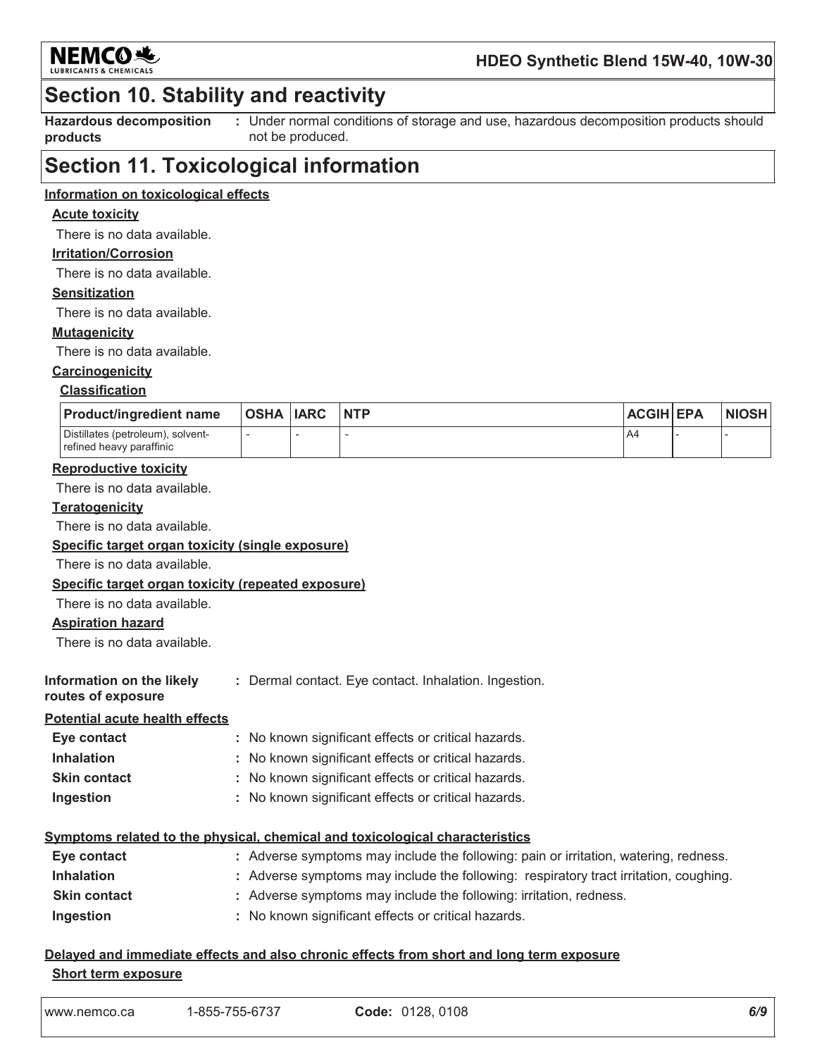## Section 10. Stability and reactivity

**Hazardous decomposition products** : Under normal conditions of storage and use, hazardous decomposition products should not be produced.

## Section 11. Toxicological information

### Information on toxicological effects

**Acute toxicity**

There is no data available.

**Irritation/Corrosion**

There is no data available.

**Sensitization**

There is no data available.

**Mutagenicity**

There is no data available.

**Carcinogenicity**

**Classification**

| Product/ingredient name | OSHA | IARC | NTP | ACGIH | EPA | NIOSH |
|---|---|---|---|---|---|---|
| Distillates (petroleum), solvent-refined heavy paraffinic | - | - | - | A4 | - | - |

**Reproductive toxicity**

There is no data available.

**Teratogenicity**

There is no data available.

**Specific target organ toxicity (single exposure)**

There is no data available.

**Specific target organ toxicity (repeated exposure)**

There is no data available.

**Aspiration hazard**

There is no data available.

**Information on the likely routes of exposure** : Dermal contact. Eye contact. Inhalation. Ingestion.

### Potential acute health effects

**Eye contact** : No known significant effects or critical hazards.
**Inhalation** : No known significant effects or critical hazards.
**Skin contact** : No known significant effects or critical hazards.
**Ingestion** : No known significant effects or critical hazards.

### Symptoms related to the physical, chemical and toxicological characteristics

**Eye contact** : Adverse symptoms may include the following: pain or irritation, watering, redness.
**Inhalation** : Adverse symptoms may include the following: respiratory tract irritation, coughing.
**Skin contact** : Adverse symptoms may include the following: irritation, redness.
**Ingestion** : No known significant effects or critical hazards.

### Delayed and immediate effects and also chronic effects from short and long term exposure

**Short term exposure**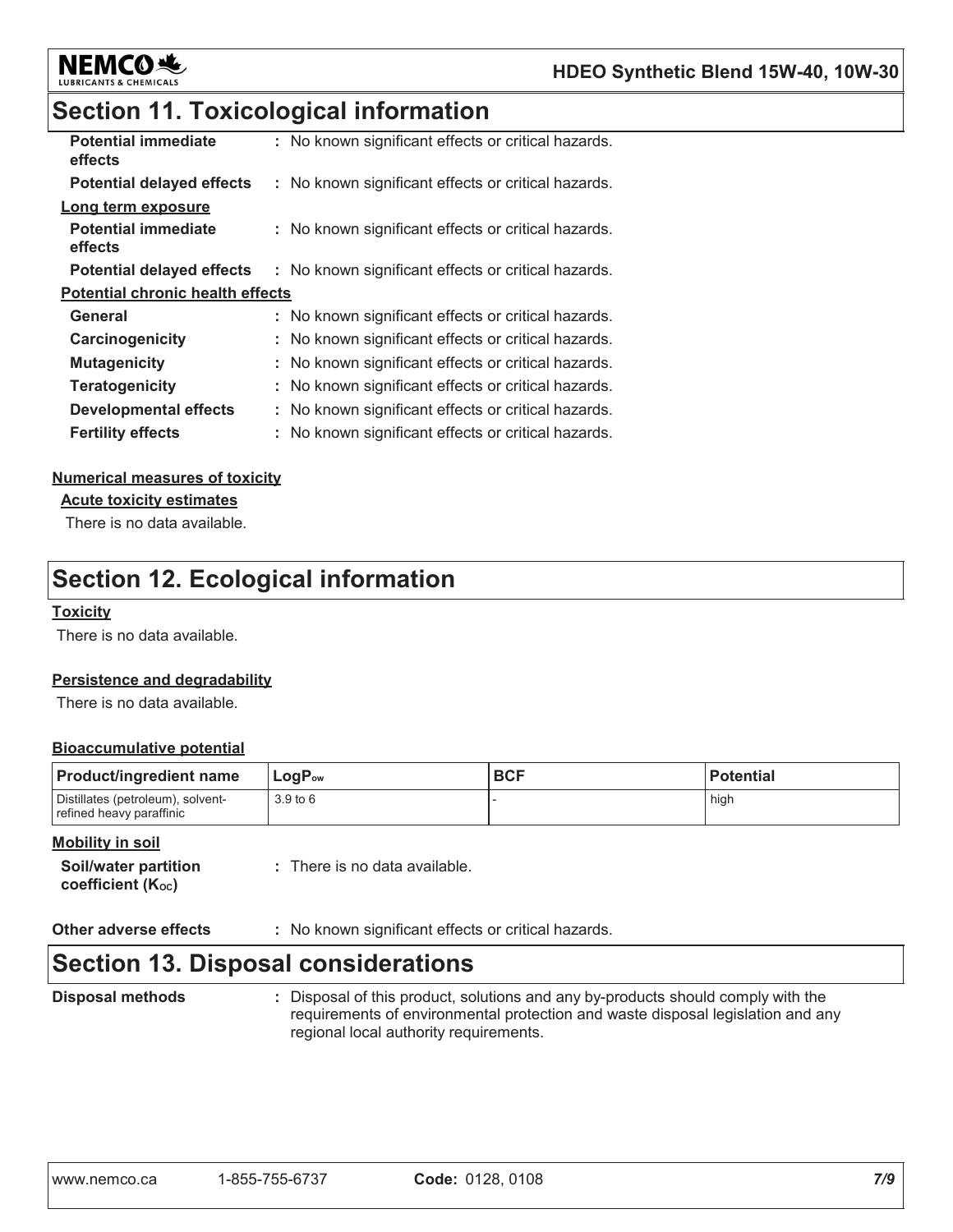## Section 11. Toxicological information

| | |
|---|---|
| **Potential immediate effects** | : No known significant effects or critical hazards. |
| **Potential delayed effects** | : No known significant effects or critical hazards. |

**Long term exposure**

| | |
|---|---|
| **Potential immediate effects** | : No known significant effects or critical hazards. |
| **Potential delayed effects** | : No known significant effects or critical hazards. |

**Potential chronic health effects**

| | |
|---|---|
| **General** | : No known significant effects or critical hazards. |
| **Carcinogenicity** | : No known significant effects or critical hazards. |
| **Mutagenicity** | : No known significant effects or critical hazards. |
| **Teratogenicity** | : No known significant effects or critical hazards. |
| **Developmental effects** | : No known significant effects or critical hazards. |
| **Fertility effects** | : No known significant effects or critical hazards. |

**Numerical measures of toxicity**

**Acute toxicity estimates**

There is no data available.

## Section 12. Ecological information

**Toxicity**

There is no data available.

**Persistence and degradability**

There is no data available.

**Bioaccumulative potential**

| Product/ingredient name | $LogP_{ow}$ | BCF | Potential |
|---|---|---|---|
| Distillates (petroleum), solvent-refined heavy paraffinic | 3.9 to 6 | - | high |

**Mobility in soil**

| | |
|---|---|
| **Soil/water partition coefficient ($K_{OC}$)** | : There is no data available. |

| | |
|---|---|
| **Other adverse effects** | : No known significant effects or critical hazards. |

## Section 13. Disposal considerations

| | |
|---|---|
| **Disposal methods** | : Disposal of this product, solutions and any by-products should comply with the requirements of environmental protection and waste disposal legislation and any regional local authority requirements. |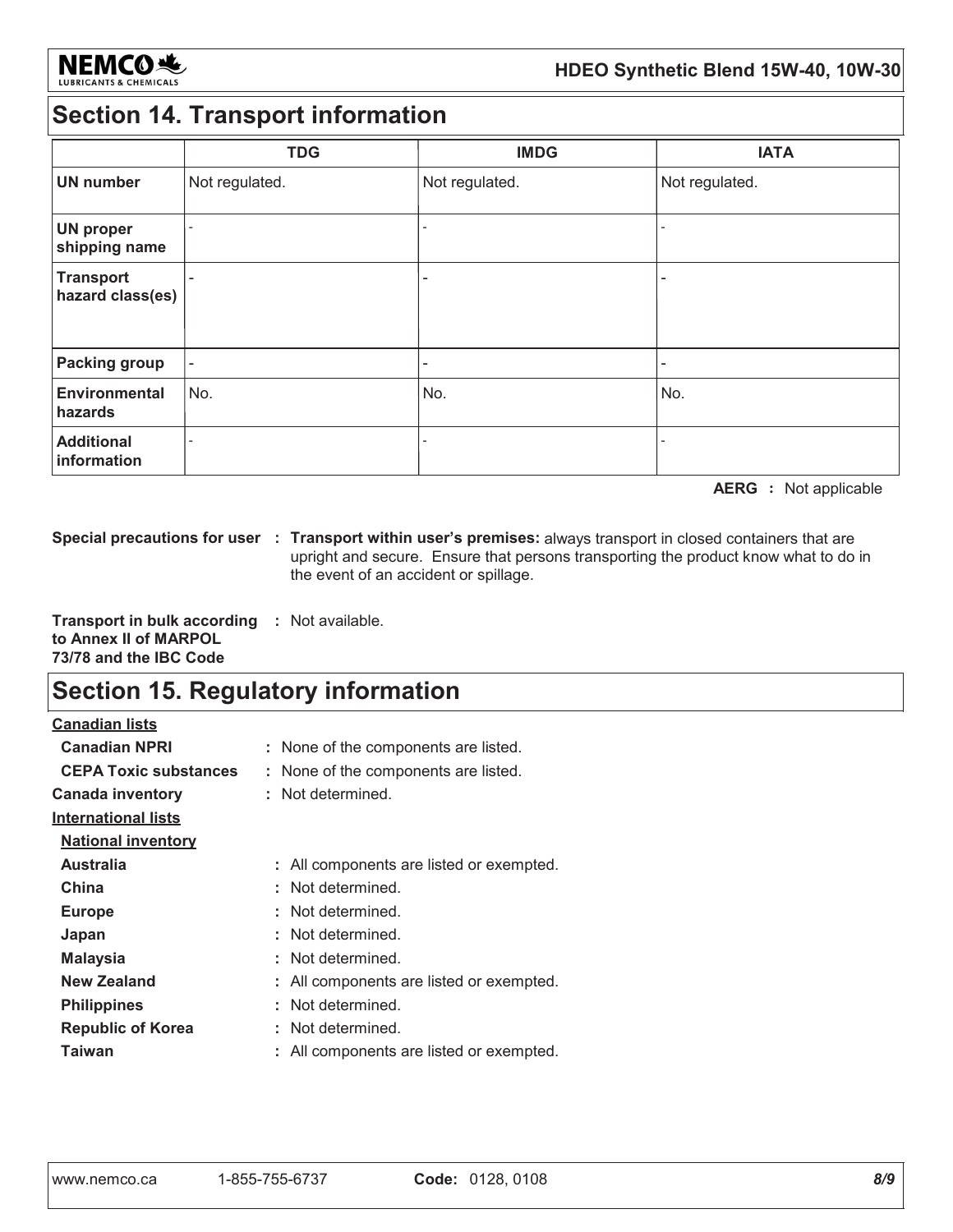## Section 14. Transport information

| | TDG | IMDG | IATA |
|---|---|---|---|
| **UN number** | Not regulated. | Not regulated. | Not regulated. |
| **UN proper shipping name** | - | - | - |
| **Transport hazard class(es)** | - | - | - |
| **Packing group** | - | - | - |
| **Environmental hazards** | No. | No. | No. |
| **Additional information** | - | - | - |

**AERG :** Not applicable

**Special precautions for user :** **Transport within user's premises:** always transport in closed containers that are upright and secure. Ensure that persons transporting the product know what to do in the event of an accident or spillage.

**Transport in bulk according to Annex II of MARPOL 73/78 and the IBC Code :** Not available.

## Section 15. Regulatory information

**Canadian lists**

- **Canadian NPRI** : None of the components are listed.
- **CEPA Toxic substances** : None of the components are listed.

**Canada inventory** : Not determined.

**International lists**

**National inventory**

- **Australia** : All components are listed or exempted.
- **China** : Not determined.
- **Europe** : Not determined.
- **Japan** : Not determined.
- **Malaysia** : Not determined.
- **New Zealand** : All components are listed or exempted.
- **Philippines** : Not determined.
- **Republic of Korea** : Not determined.
- **Taiwan** : All components are listed or exempted.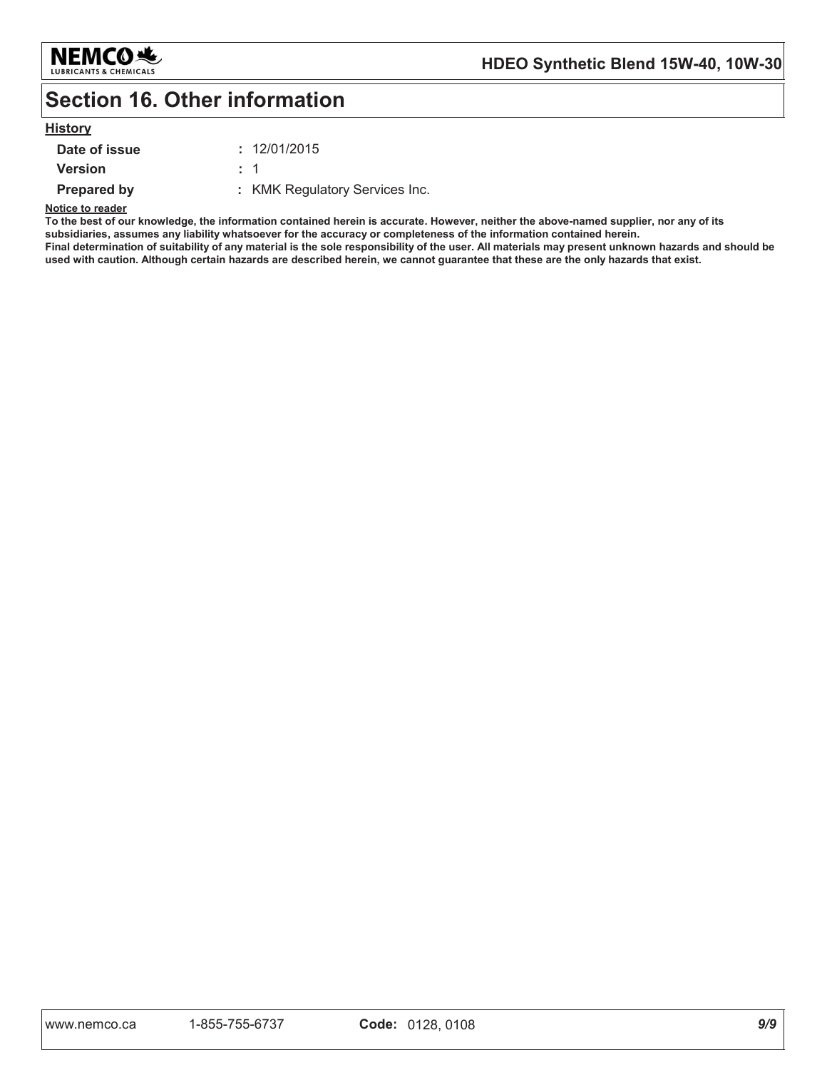## Section 16. Other information

**History**

| | |
|---|---|
| **Date of issue** | : 12/01/2015 |
| **Version** | : 1 |
| **Prepared by** | : KMK Regulatory Services Inc. |

**Notice to reader**

**To the best of our knowledge, the information contained herein is accurate. However, neither the above-named supplier, nor any of its subsidiaries, assumes any liability whatsoever for the accuracy or completeness of the information contained herein.**
**Final determination of suitability of any material is the sole responsibility of the user. All materials may present unknown hazards and should be used with caution. Although certain hazards are described herein, we cannot guarantee that these are the only hazards that exist.**